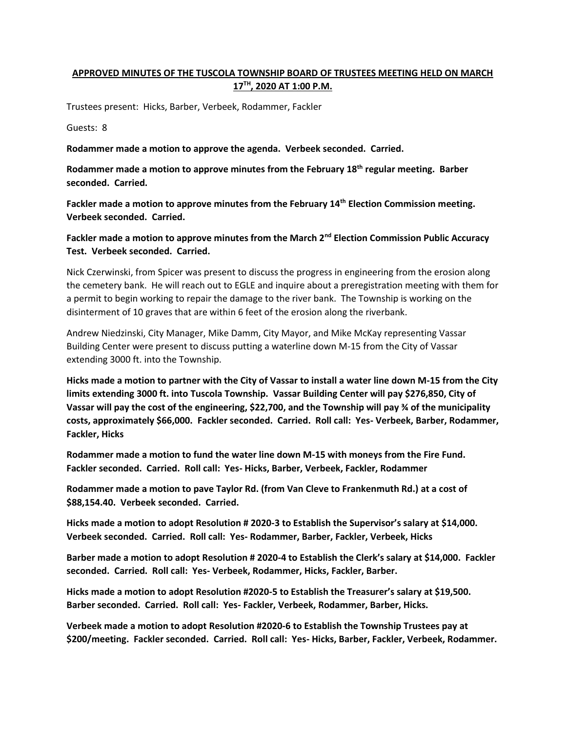**APPROVED MINUTES OF THE TUSCOLA TOWNSHIP BOARD OF TRUSTEES MEETING HELD ON MARCH 17TH, 2020 AT 1:00 P.M.**

Trustees present: Hicks, Barber, Verbeek, Rodammer, Fackler

Guests: 8

**Rodammer made a motion to approve the agenda. Verbeek seconded. Carried.**

**Rodammer made a motion to approve minutes from the February 18th regular meeting. Barber seconded. Carried.**

**Fackler made a motion to approve minutes from the February 14th Election Commission meeting. Verbeek seconded. Carried.**

**Fackler made a motion to approve minutes from the March 2nd Election Commission Public Accuracy Test. Verbeek seconded. Carried.**

Nick Czerwinski, from Spicer was present to discuss the progress in engineering from the erosion along the cemetery bank. He will reach out to EGLE and inquire about a preregistration meeting with them for a permit to begin working to repair the damage to the river bank. The Township is working on the disinterment of 10 graves that are within 6 feet of the erosion along the riverbank.

Andrew Niedzinski, City Manager, Mike Damm, City Mayor, and Mike McKay representing Vassar Building Center were present to discuss putting a waterline down M-15 from the City of Vassar extending 3000 ft. into the Township.

**Hicks made a motion to partner with the City of Vassar to install a water line down M-15 from the City limits extending 3000 ft. into Tuscola Township. Vassar Building Center will pay $276,850, City of Vassar will pay the cost of the engineering, $22,700, and the Township will pay ¾ of the municipality costs, approximately $66,000. Fackler seconded. Carried. Roll call: Yes- Verbeek, Barber, Rodammer, Fackler, Hicks**

**Rodammer made a motion to fund the water line down M-15 with moneys from the Fire Fund. Fackler seconded. Carried. Roll call: Yes- Hicks, Barber, Verbeek, Fackler, Rodammer**

**Rodammer made a motion to pave Taylor Rd. (from Van Cleve to Frankenmuth Rd.) at a cost of $88,154.40. Verbeek seconded. Carried.**

**Hicks made a motion to adopt Resolution # 2020-3 to Establish the Supervisor's salary at $14,000. Verbeek seconded. Carried. Roll call: Yes- Rodammer, Barber, Fackler, Verbeek, Hicks**

**Barber made a motion to adopt Resolution # 2020-4 to Establish the Clerk's salary at $14,000. Fackler seconded. Carried. Roll call: Yes- Verbeek, Rodammer, Hicks, Fackler, Barber.**

**Hicks made a motion to adopt Resolution #2020-5 to Establish the Treasurer's salary at $19,500. Barber seconded. Carried. Roll call: Yes- Fackler, Verbeek, Rodammer, Barber, Hicks.**

**Verbeek made a motion to adopt Resolution #2020-6 to Establish the Township Trustees pay at $200/meeting. Fackler seconded. Carried. Roll call: Yes- Hicks, Barber, Fackler, Verbeek, Rodammer.**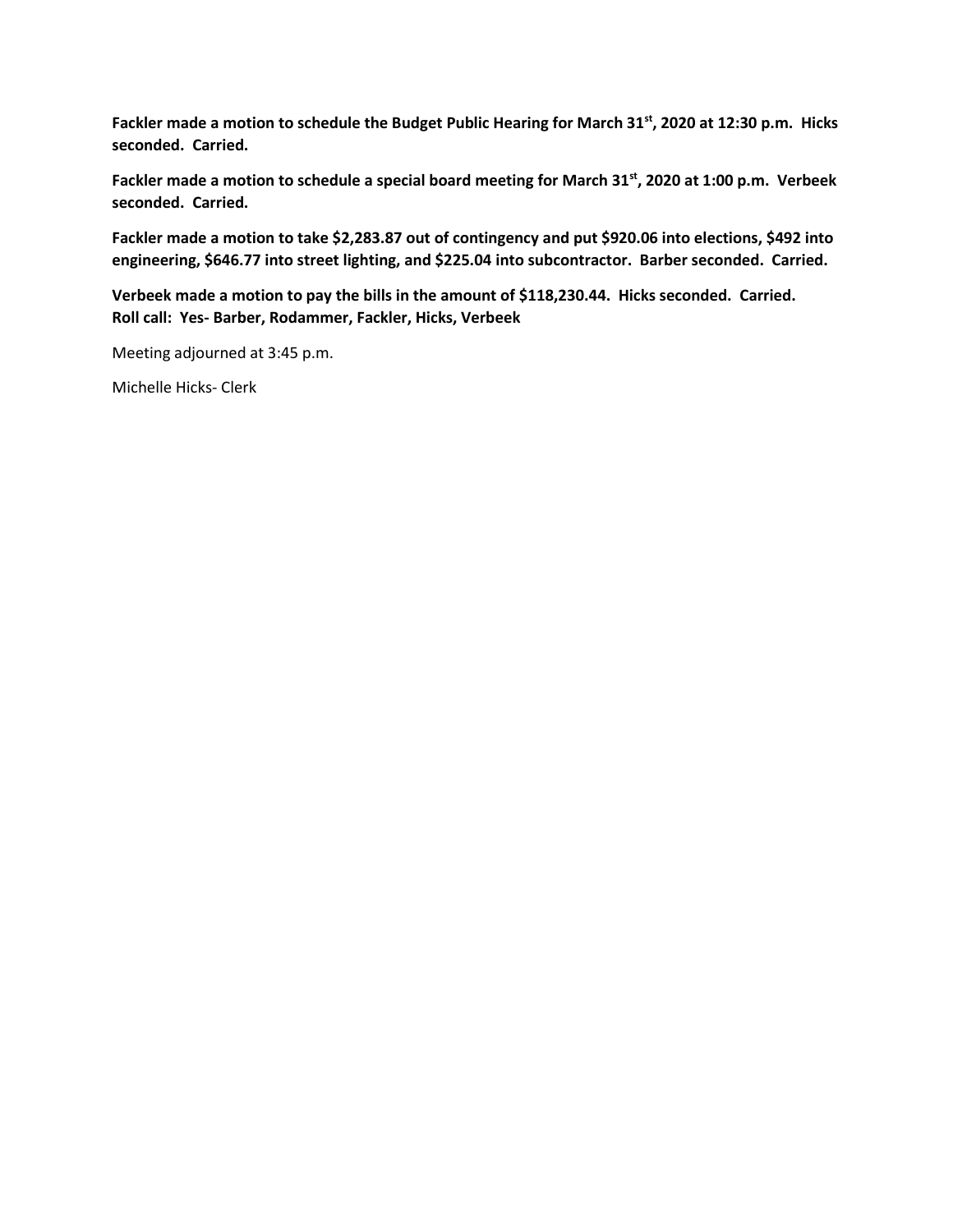**Fackler made a motion to schedule the Budget Public Hearing for March 31st, 2020 at 12:30 p.m. Hicks seconded. Carried.**

**Fackler made a motion to schedule a special board meeting for March 31st, 2020 at 1:00 p.m. Verbeek seconded. Carried.**

**Fackler made a motion to take $2,283.87 out of contingency and put $920.06 into elections, $492 into engineering, $646.77 into street lighting, and $225.04 into subcontractor. Barber seconded. Carried.**

**Verbeek made a motion to pay the bills in the amount of $118,230.44. Hicks seconded. Carried.**
**Roll call: Yes- Barber, Rodammer, Fackler, Hicks, Verbeek**

Meeting adjourned at 3:45 p.m.

Michelle Hicks- Clerk